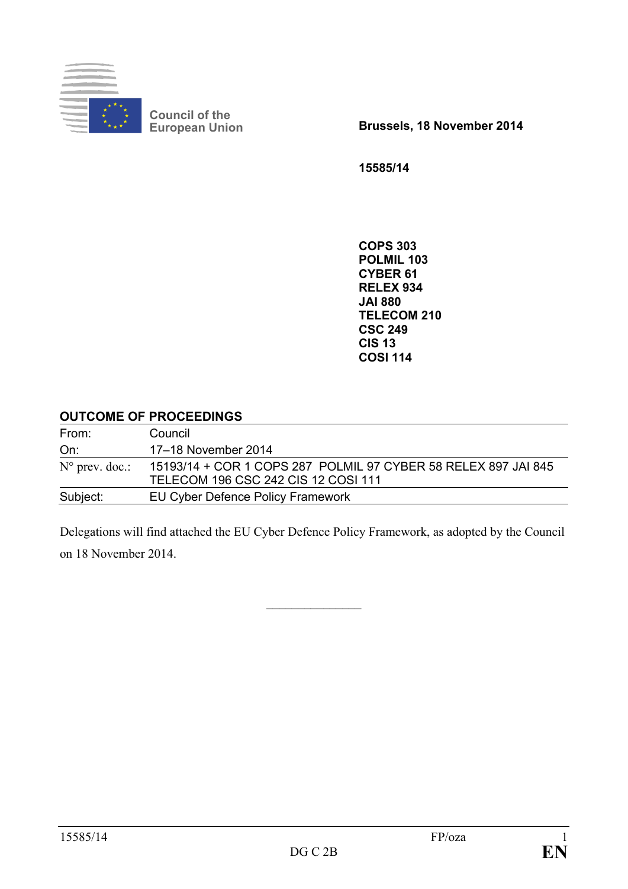Council of the European Union

**Brussels, 18 November 2014**

**15585/14**

**COPS 303**
**POLMIL 103**
**CYBER 61**
**RELEX 934**
**JAI 880**
**TELECOM 210**
**CSC 249**
**CIS 13**
**COSI 114**

## OUTCOME OF PROCEEDINGS

| | |
|---|---|
| From: | Council |
| On: | 17–18 November 2014 |
| N° prev. doc.: | 15193/14 + COR 1 COPS 287 POLMIL 97 CYBER 58 RELEX 897 JAI 845 TELECOM 196 CSC 242 CIS 12 COSI 111 |
| Subject: | EU Cyber Defence Policy Framework |

Delegations will find attached the EU Cyber Defence Policy Framework, as adopted by the Council on 18 November 2014.

________________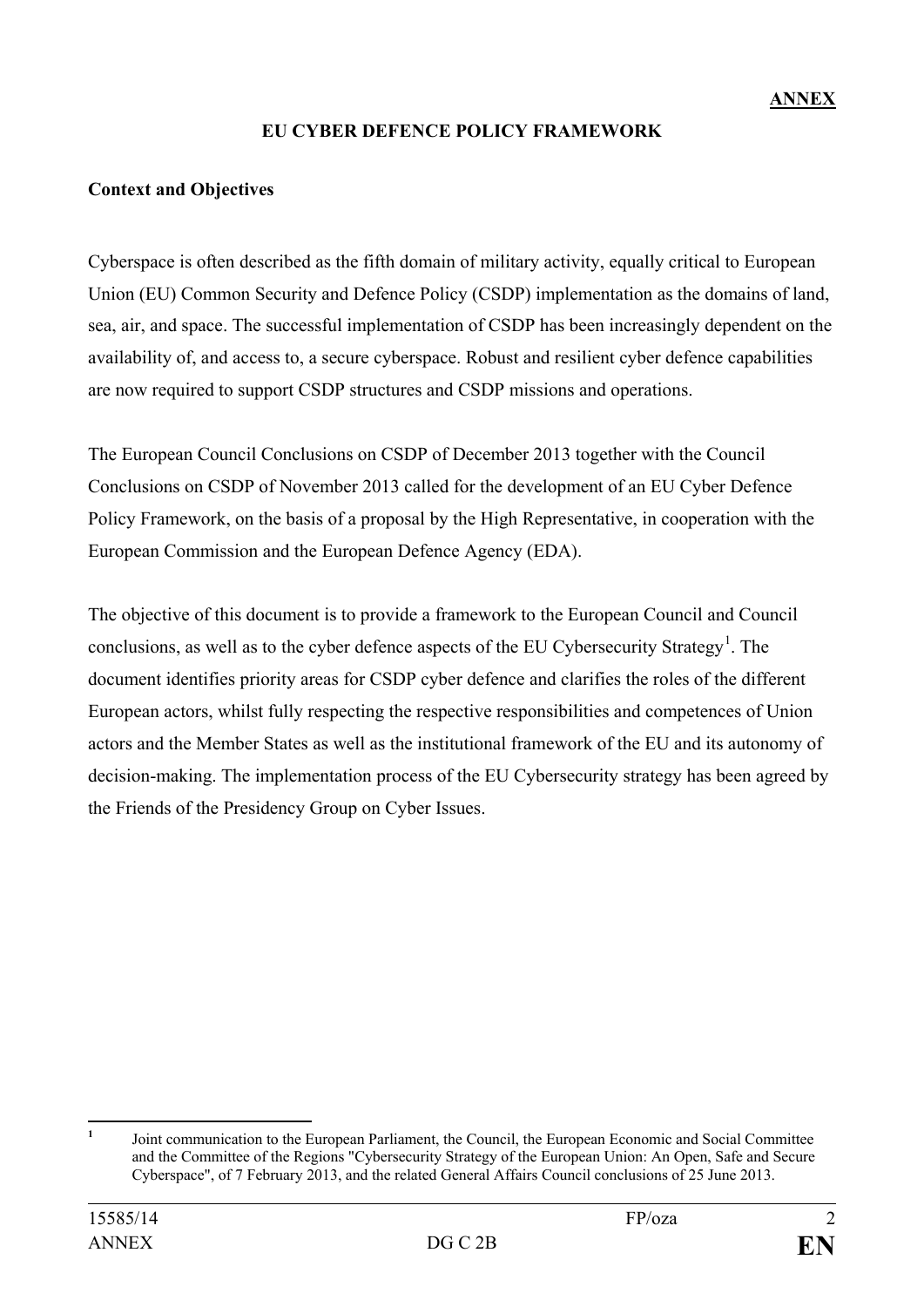**ANNEX**

# EU CYBER DEFENCE POLICY FRAMEWORK

## Context and Objectives

Cyberspace is often described as the fifth domain of military activity, equally critical to European Union (EU) Common Security and Defence Policy (CSDP) implementation as the domains of land, sea, air, and space. The successful implementation of CSDP has been increasingly dependent on the availability of, and access to, a secure cyberspace. Robust and resilient cyber defence capabilities are now required to support CSDP structures and CSDP missions and operations.

The European Council Conclusions on CSDP of December 2013 together with the Council Conclusions on CSDP of November 2013 called for the development of an EU Cyber Defence Policy Framework, on the basis of a proposal by the High Representative, in cooperation with the European Commission and the European Defence Agency (EDA).

The objective of this document is to provide a framework to the European Council and Council conclusions, as well as to the cyber defence aspects of the EU Cybersecurity Strategy[1]. The document identifies priority areas for CSDP cyber defence and clarifies the roles of the different European actors, whilst fully respecting the respective responsibilities and competences of Union actors and the Member States as well as the institutional framework of the EU and its autonomy of decision-making. The implementation process of the EU Cybersecurity strategy has been agreed by the Friends of the Presidency Group on Cyber Issues.

---

[1] Joint communication to the European Parliament, the Council, the European Economic and Social Committee and the Committee of the Regions "Cybersecurity Strategy of the European Union: An Open, Safe and Secure Cyberspace", of 7 February 2013, and the related General Affairs Council conclusions of 25 June 2013.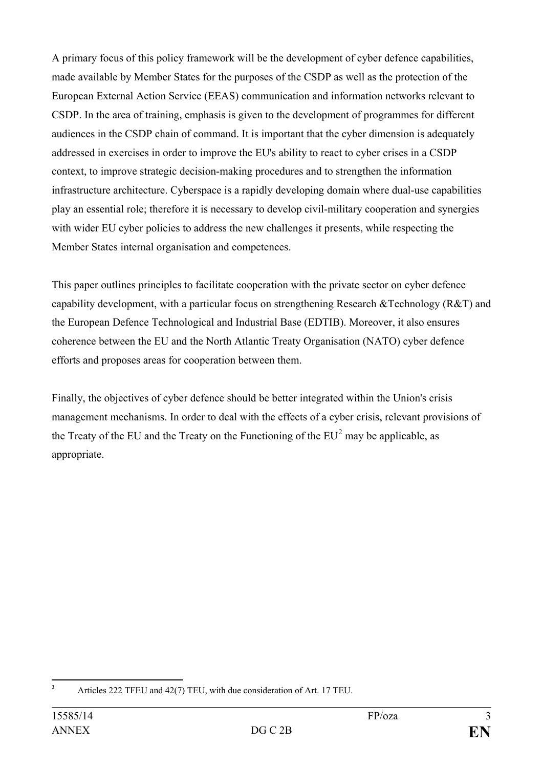A primary focus of this policy framework will be the development of cyber defence capabilities, made available by Member States for the purposes of the CSDP as well as the protection of the European External Action Service (EEAS) communication and information networks relevant to CSDP. In the area of training, emphasis is given to the development of programmes for different audiences in the CSDP chain of command. It is important that the cyber dimension is adequately addressed in exercises in order to improve the EU's ability to react to cyber crises in a CSDP context, to improve strategic decision-making procedures and to strengthen the information infrastructure architecture. Cyberspace is a rapidly developing domain where dual-use capabilities play an essential role; therefore it is necessary to develop civil-military cooperation and synergies with wider EU cyber policies to address the new challenges it presents, while respecting the Member States internal organisation and competences.

This paper outlines principles to facilitate cooperation with the private sector on cyber defence capability development, with a particular focus on strengthening Research &Technology (R&T) and the European Defence Technological and Industrial Base (EDTIB). Moreover, it also ensures coherence between the EU and the North Atlantic Treaty Organisation (NATO) cyber defence efforts and proposes areas for cooperation between them.

Finally, the objectives of cyber defence should be better integrated within the Union's crisis management mechanisms. In order to deal with the effects of a cyber crisis, relevant provisions of the Treaty of the EU and the Treaty on the Functioning of the EU[2] may be applicable, as appropriate.

---

[2] Articles 222 TFEU and 42(7) TEU, with due consideration of Art. 17 TEU.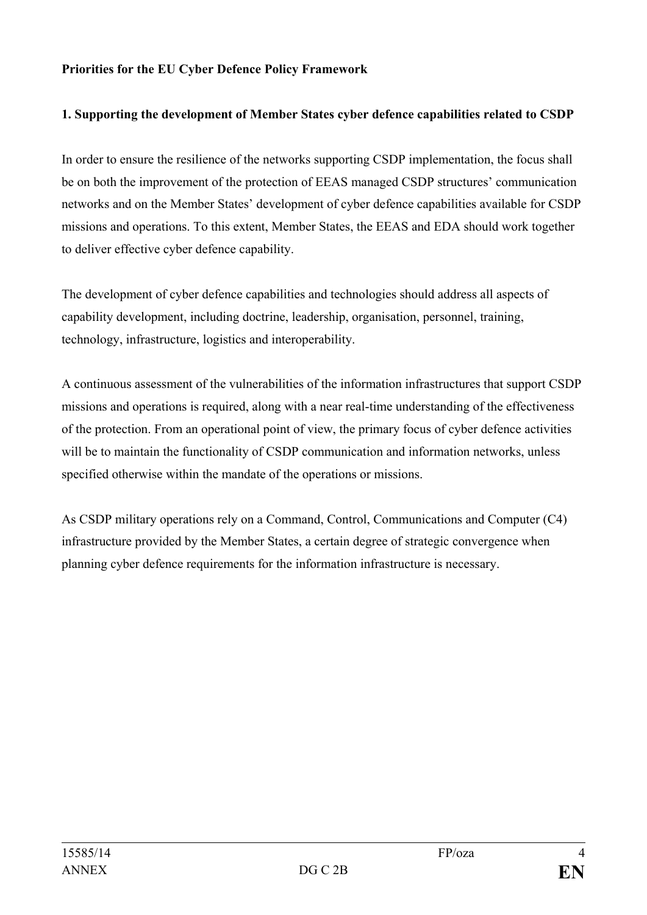**Priorities for the EU Cyber Defence Policy Framework**

**1. Supporting the development of Member States cyber defence capabilities related to CSDP**

In order to ensure the resilience of the networks supporting CSDP implementation, the focus shall be on both the improvement of the protection of EEAS managed CSDP structures' communication networks and on the Member States' development of cyber defence capabilities available for CSDP missions and operations. To this extent, Member States, the EEAS and EDA should work together to deliver effective cyber defence capability.

The development of cyber defence capabilities and technologies should address all aspects of capability development, including doctrine, leadership, organisation, personnel, training, technology, infrastructure, logistics and interoperability.

A continuous assessment of the vulnerabilities of the information infrastructures that support CSDP missions and operations is required, along with a near real-time understanding of the effectiveness of the protection. From an operational point of view, the primary focus of cyber defence activities will be to maintain the functionality of CSDP communication and information networks, unless specified otherwise within the mandate of the operations or missions.

As CSDP military operations rely on a Command, Control, Communications and Computer (C4) infrastructure provided by the Member States, a certain degree of strategic convergence when planning cyber defence requirements for the information infrastructure is necessary.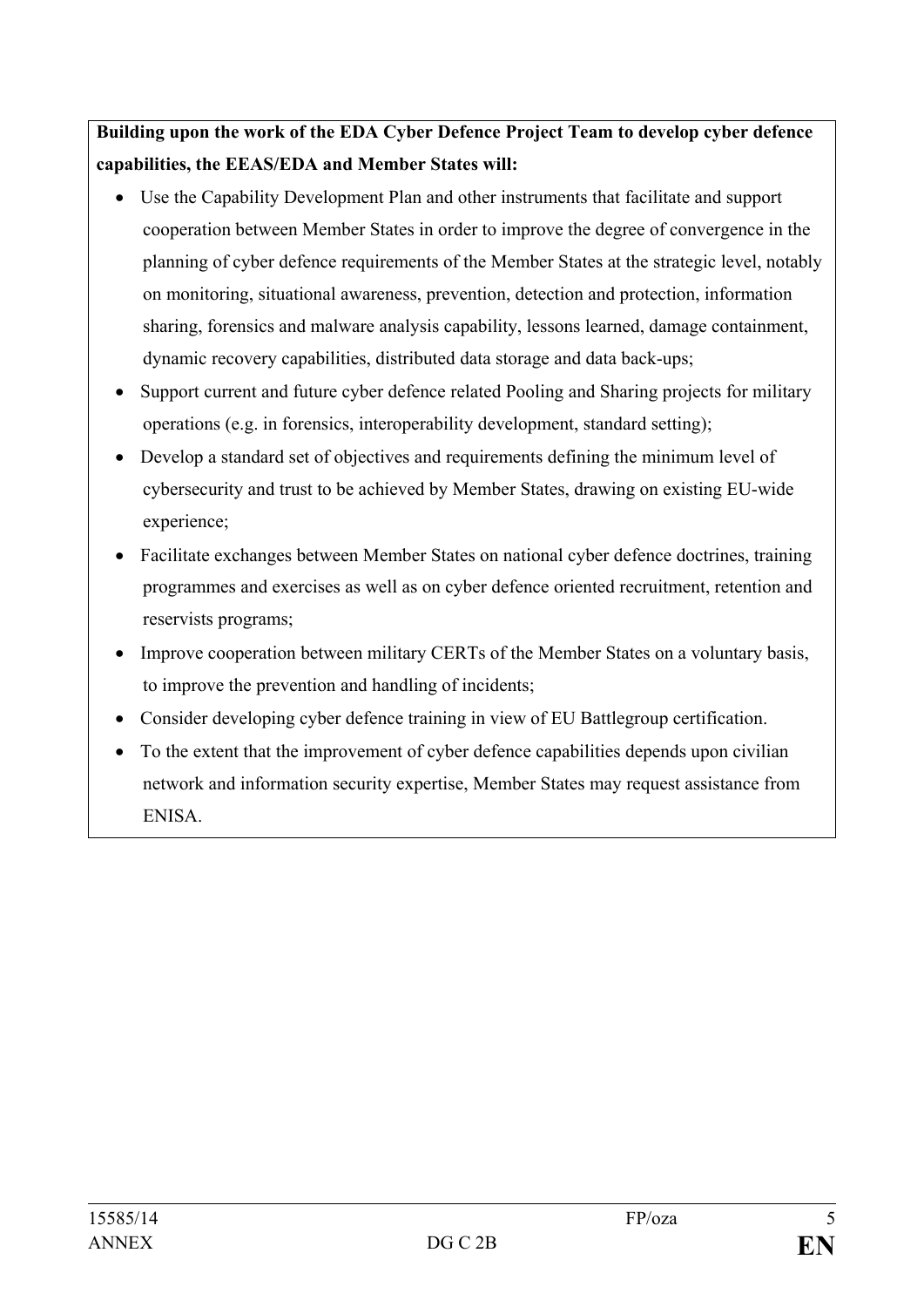**Building upon the work of the EDA Cyber Defence Project Team to develop cyber defence capabilities, the EEAS/EDA and Member States will:**

- Use the Capability Development Plan and other instruments that facilitate and support cooperation between Member States in order to improve the degree of convergence in the planning of cyber defence requirements of the Member States at the strategic level, notably on monitoring, situational awareness, prevention, detection and protection, information sharing, forensics and malware analysis capability, lessons learned, damage containment, dynamic recovery capabilities, distributed data storage and data back-ups;
- Support current and future cyber defence related Pooling and Sharing projects for military operations (e.g. in forensics, interoperability development, standard setting);
- Develop a standard set of objectives and requirements defining the minimum level of cybersecurity and trust to be achieved by Member States, drawing on existing EU-wide experience;
- Facilitate exchanges between Member States on national cyber defence doctrines, training programmes and exercises as well as on cyber defence oriented recruitment, retention and reservists programs;
- Improve cooperation between military CERTs of the Member States on a voluntary basis, to improve the prevention and handling of incidents;
- Consider developing cyber defence training in view of EU Battlegroup certification.
- To the extent that the improvement of cyber defence capabilities depends upon civilian network and information security expertise, Member States may request assistance from ENISA.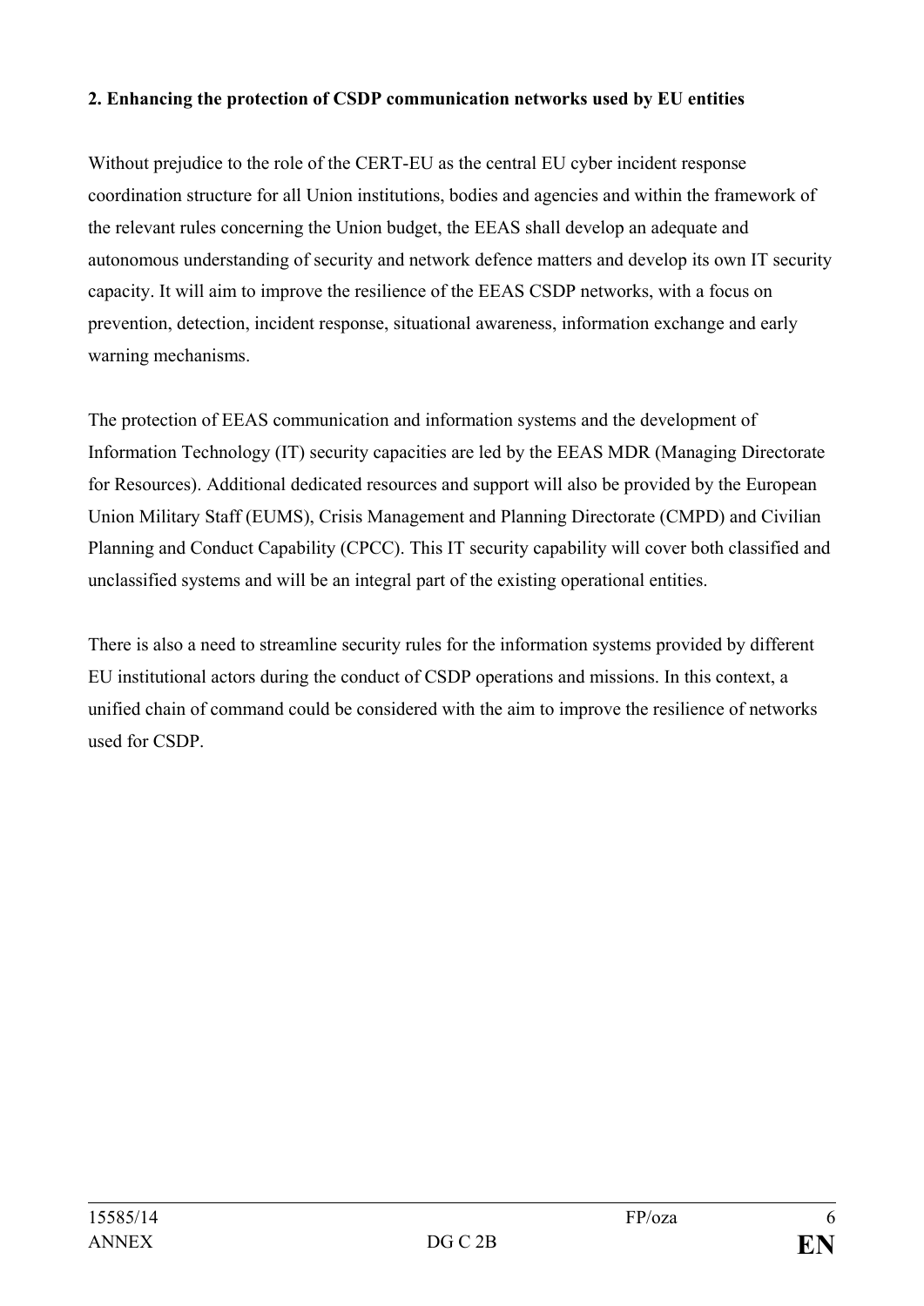**2. Enhancing the protection of CSDP communication networks used by EU entities**

Without prejudice to the role of the CERT-EU as the central EU cyber incident response coordination structure for all Union institutions, bodies and agencies and within the framework of the relevant rules concerning the Union budget, the EEAS shall develop an adequate and autonomous understanding of security and network defence matters and develop its own IT security capacity. It will aim to improve the resilience of the EEAS CSDP networks, with a focus on prevention, detection, incident response, situational awareness, information exchange and early warning mechanisms.

The protection of EEAS communication and information systems and the development of Information Technology (IT) security capacities are led by the EEAS MDR (Managing Directorate for Resources). Additional dedicated resources and support will also be provided by the European Union Military Staff (EUMS), Crisis Management and Planning Directorate (CMPD) and Civilian Planning and Conduct Capability (CPCC). This IT security capability will cover both classified and unclassified systems and will be an integral part of the existing operational entities.

There is also a need to streamline security rules for the information systems provided by different EU institutional actors during the conduct of CSDP operations and missions. In this context, a unified chain of command could be considered with the aim to improve the resilience of networks used for CSDP.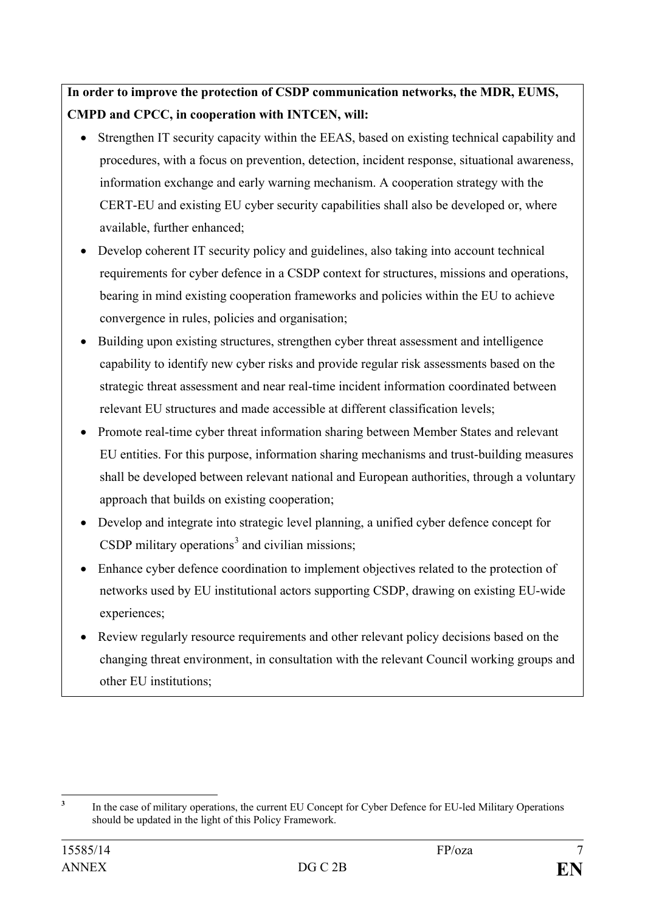**In order to improve the protection of CSDP communication networks, the MDR, EUMS, CMPD and CPCC, in cooperation with INTCEN, will:**

- Strengthen IT security capacity within the EEAS, based on existing technical capability and procedures, with a focus on prevention, detection, incident response, situational awareness, information exchange and early warning mechanism. A cooperation strategy with the CERT-EU and existing EU cyber security capabilities shall also be developed or, where available, further enhanced;
- Develop coherent IT security policy and guidelines, also taking into account technical requirements for cyber defence in a CSDP context for structures, missions and operations, bearing in mind existing cooperation frameworks and policies within the EU to achieve convergence in rules, policies and organisation;
- Building upon existing structures, strengthen cyber threat assessment and intelligence capability to identify new cyber risks and provide regular risk assessments based on the strategic threat assessment and near real-time incident information coordinated between relevant EU structures and made accessible at different classification levels;
- Promote real-time cyber threat information sharing between Member States and relevant EU entities. For this purpose, information sharing mechanisms and trust-building measures shall be developed between relevant national and European authorities, through a voluntary approach that builds on existing cooperation;
- Develop and integrate into strategic level planning, a unified cyber defence concept for CSDP military operations[3] and civilian missions;
- Enhance cyber defence coordination to implement objectives related to the protection of networks used by EU institutional actors supporting CSDP, drawing on existing EU-wide experiences;
- Review regularly resource requirements and other relevant policy decisions based on the changing threat environment, in consultation with the relevant Council working groups and other EU institutions;

[3] In the case of military operations, the current EU Concept for Cyber Defence for EU-led Military Operations should be updated in the light of this Policy Framework.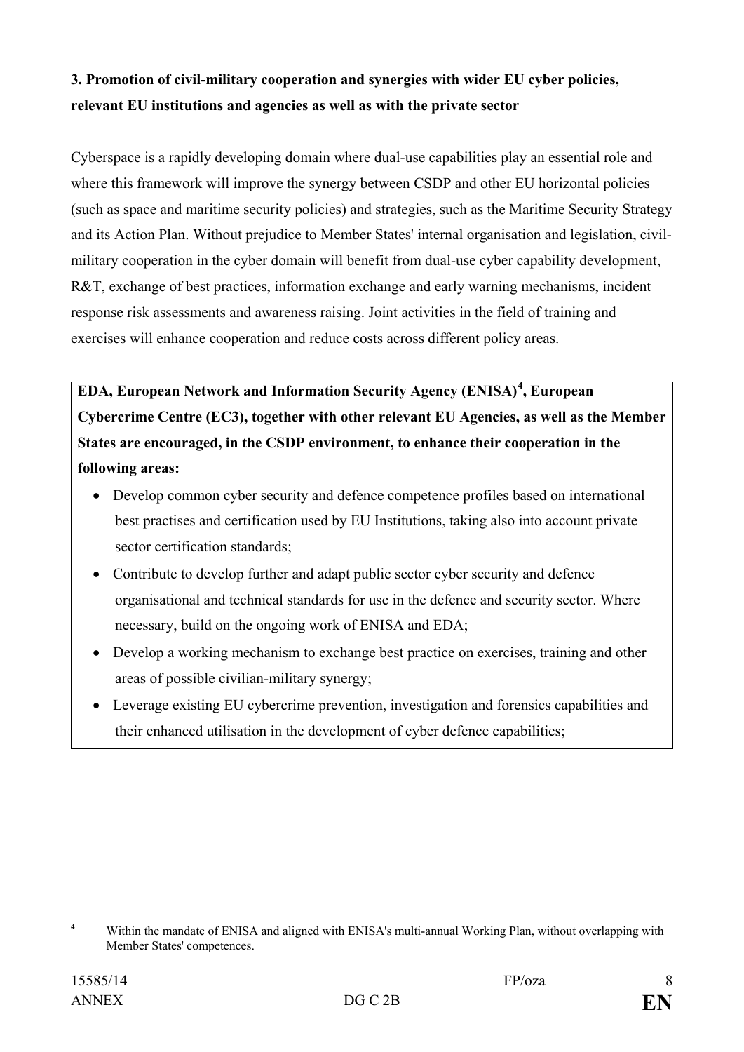### 3. Promotion of civil-military cooperation and synergies with wider EU cyber policies, relevant EU institutions and agencies as well as with the private sector

Cyberspace is a rapidly developing domain where dual-use capabilities play an essential role and where this framework will improve the synergy between CSDP and other EU horizontal policies (such as space and maritime security policies) and strategies, such as the Maritime Security Strategy and its Action Plan. Without prejudice to Member States' internal organisation and legislation, civil-military cooperation in the cyber domain will benefit from dual-use cyber capability development, R&T, exchange of best practices, information exchange and early warning mechanisms, incident response risk assessments and awareness raising. Joint activities in the field of training and exercises will enhance cooperation and reduce costs across different policy areas.

**EDA, European Network and Information Security Agency (ENISA)[4], European Cybercrime Centre (EC3), together with other relevant EU Agencies, as well as the Member States are encouraged, in the CSDP environment, to enhance their cooperation in the following areas:**

- Develop common cyber security and defence competence profiles based on international best practises and certification used by EU Institutions, taking also into account private sector certification standards;
- Contribute to develop further and adapt public sector cyber security and defence organisational and technical standards for use in the defence and security sector. Where necessary, build on the ongoing work of ENISA and EDA;
- Develop a working mechanism to exchange best practice on exercises, training and other areas of possible civilian-military synergy;
- Leverage existing EU cybercrime prevention, investigation and forensics capabilities and their enhanced utilisation in the development of cyber defence capabilities;

[4] Within the mandate of ENISA and aligned with ENISA's multi-annual Working Plan, without overlapping with Member States' competences.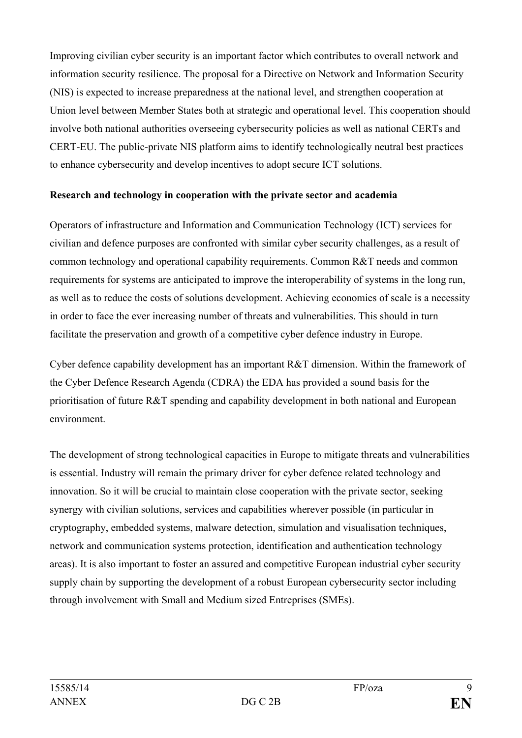Improving civilian cyber security is an important factor which contributes to overall network and information security resilience. The proposal for a Directive on Network and Information Security (NIS) is expected to increase preparedness at the national level, and strengthen cooperation at Union level between Member States both at strategic and operational level. This cooperation should involve both national authorities overseeing cybersecurity policies as well as national CERTs and CERT-EU. The public-private NIS platform aims to identify technologically neutral best practices to enhance cybersecurity and develop incentives to adopt secure ICT solutions.

**Research and technology in cooperation with the private sector and academia**

Operators of infrastructure and Information and Communication Technology (ICT) services for civilian and defence purposes are confronted with similar cyber security challenges, as a result of common technology and operational capability requirements. Common R&T needs and common requirements for systems are anticipated to improve the interoperability of systems in the long run, as well as to reduce the costs of solutions development. Achieving economies of scale is a necessity in order to face the ever increasing number of threats and vulnerabilities. This should in turn facilitate the preservation and growth of a competitive cyber defence industry in Europe.

Cyber defence capability development has an important R&T dimension. Within the framework of the Cyber Defence Research Agenda (CDRA) the EDA has provided a sound basis for the prioritisation of future R&T spending and capability development in both national and European environment.

The development of strong technological capacities in Europe to mitigate threats and vulnerabilities is essential. Industry will remain the primary driver for cyber defence related technology and innovation. So it will be crucial to maintain close cooperation with the private sector, seeking synergy with civilian solutions, services and capabilities wherever possible (in particular in cryptography, embedded systems, malware detection, simulation and visualisation techniques, network and communication systems protection, identification and authentication technology areas). It is also important to foster an assured and competitive European industrial cyber security supply chain by supporting the development of a robust European cybersecurity sector including through involvement with Small and Medium sized Entreprises (SMEs).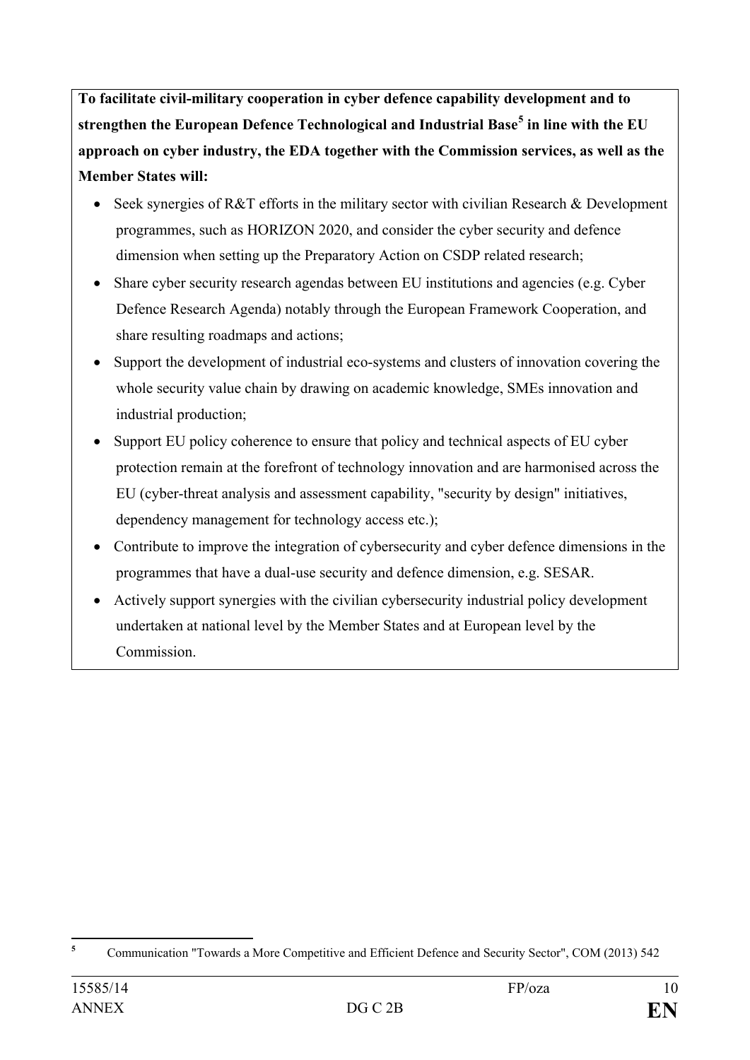**To facilitate civil-military cooperation in cyber defence capability development and to strengthen the European Defence Technological and Industrial Base[5] in line with the EU approach on cyber industry, the EDA together with the Commission services, as well as the Member States will:**

- Seek synergies of R&T efforts in the military sector with civilian Research & Development programmes, such as HORIZON 2020, and consider the cyber security and defence dimension when setting up the Preparatory Action on CSDP related research;
- Share cyber security research agendas between EU institutions and agencies (e.g. Cyber Defence Research Agenda) notably through the European Framework Cooperation, and share resulting roadmaps and actions;
- Support the development of industrial eco-systems and clusters of innovation covering the whole security value chain by drawing on academic knowledge, SMEs innovation and industrial production;
- Support EU policy coherence to ensure that policy and technical aspects of EU cyber protection remain at the forefront of technology innovation and are harmonised across the EU (cyber-threat analysis and assessment capability, "security by design" initiatives, dependency management for technology access etc.);
- Contribute to improve the integration of cybersecurity and cyber defence dimensions in the programmes that have a dual-use security and defence dimension, e.g. SESAR.
- Actively support synergies with the civilian cybersecurity industrial policy development undertaken at national level by the Member States and at European level by the Commission.

---

[5] Communication "Towards a More Competitive and Efficient Defence and Security Sector", COM (2013) 542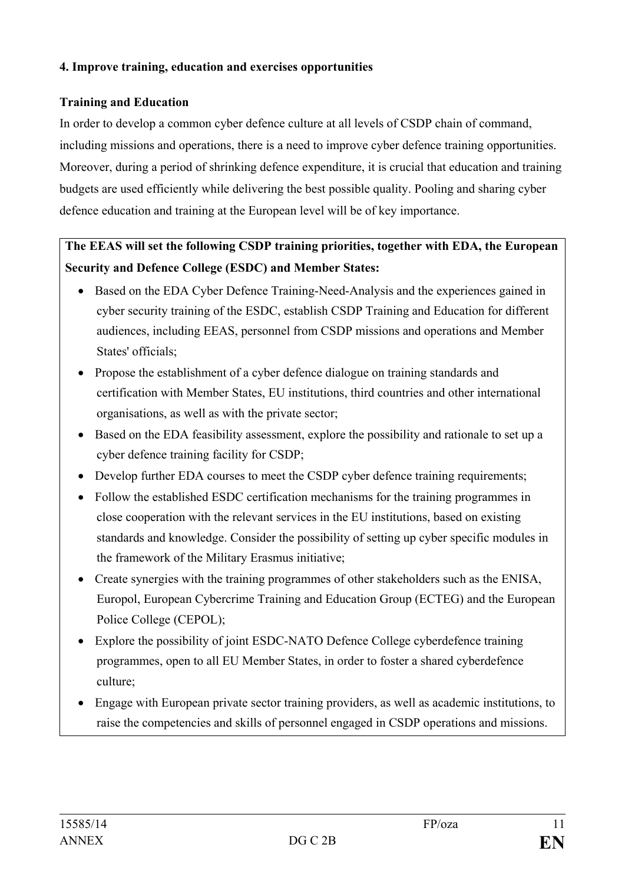**4. Improve training, education and exercises opportunities**

**Training and Education**

In order to develop a common cyber defence culture at all levels of CSDP chain of command, including missions and operations, there is a need to improve cyber defence training opportunities. Moreover, during a period of shrinking defence expenditure, it is crucial that education and training budgets are used efficiently while delivering the best possible quality. Pooling and sharing cyber defence education and training at the European level will be of key importance.

**The EEAS will set the following CSDP training priorities, together with EDA, the European Security and Defence College (ESDC) and Member States:**

- Based on the EDA Cyber Defence Training-Need-Analysis and the experiences gained in cyber security training of the ESDC, establish CSDP Training and Education for different audiences, including EEAS, personnel from CSDP missions and operations and Member States' officials;
- Propose the establishment of a cyber defence dialogue on training standards and certification with Member States, EU institutions, third countries and other international organisations, as well as with the private sector;
- Based on the EDA feasibility assessment, explore the possibility and rationale to set up a cyber defence training facility for CSDP;
- Develop further EDA courses to meet the CSDP cyber defence training requirements;
- Follow the established ESDC certification mechanisms for the training programmes in close cooperation with the relevant services in the EU institutions, based on existing standards and knowledge. Consider the possibility of setting up cyber specific modules in the framework of the Military Erasmus initiative;
- Create synergies with the training programmes of other stakeholders such as the ENISA, Europol, European Cybercrime Training and Education Group (ECTEG) and the European Police College (CEPOL);
- Explore the possibility of joint ESDC-NATO Defence College cyberdefence training programmes, open to all EU Member States, in order to foster a shared cyberdefence culture;
- Engage with European private sector training providers, as well as academic institutions, to raise the competencies and skills of personnel engaged in CSDP operations and missions.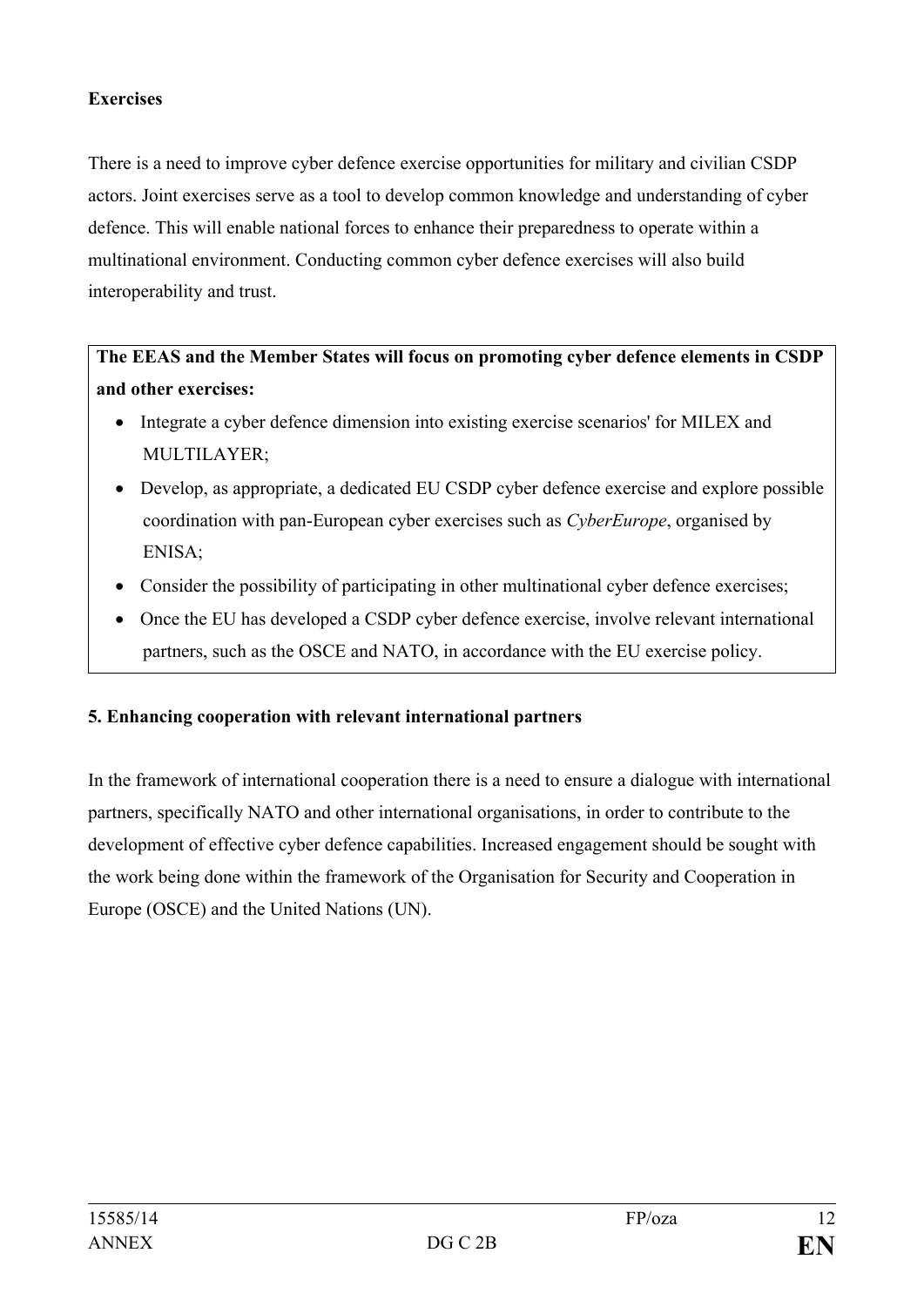**Exercises**

There is a need to improve cyber defence exercise opportunities for military and civilian CSDP actors. Joint exercises serve as a tool to develop common knowledge and understanding of cyber defence. This will enable national forces to enhance their preparedness to operate within a multinational environment. Conducting common cyber defence exercises will also build interoperability and trust.

**The EEAS and the Member States will focus on promoting cyber defence elements in CSDP and other exercises:**

- Integrate a cyber defence dimension into existing exercise scenarios' for MILEX and MULTILAYER;
- Develop, as appropriate, a dedicated EU CSDP cyber defence exercise and explore possible coordination with pan-European cyber exercises such as *CyberEurope*, organised by ENISA;
- Consider the possibility of participating in other multinational cyber defence exercises;
- Once the EU has developed a CSDP cyber defence exercise, involve relevant international partners, such as the OSCE and NATO, in accordance with the EU exercise policy.

**5. Enhancing cooperation with relevant international partners**

In the framework of international cooperation there is a need to ensure a dialogue with international partners, specifically NATO and other international organisations, in order to contribute to the development of effective cyber defence capabilities. Increased engagement should be sought with the work being done within the framework of the Organisation for Security and Cooperation in Europe (OSCE) and the United Nations (UN).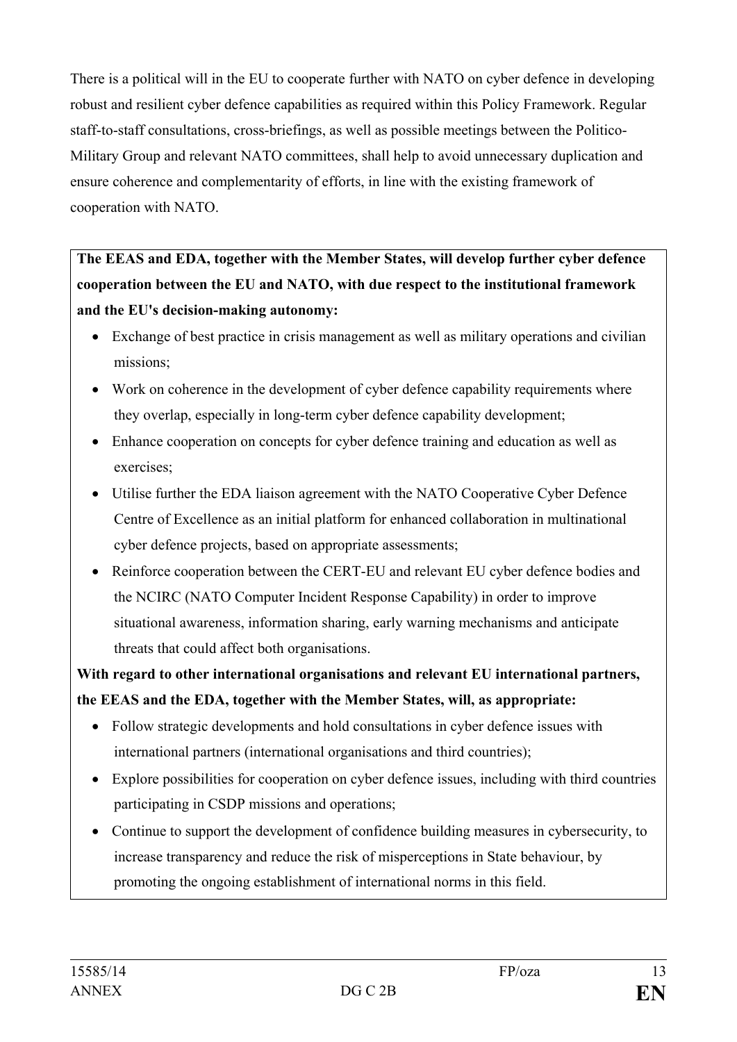There is a political will in the EU to cooperate further with NATO on cyber defence in developing robust and resilient cyber defence capabilities as required within this Policy Framework. Regular staff-to-staff consultations, cross-briefings, as well as possible meetings between the Politico-Military Group and relevant NATO committees, shall help to avoid unnecessary duplication and ensure coherence and complementarity of efforts, in line with the existing framework of cooperation with NATO.

**The EEAS and EDA, together with the Member States, will develop further cyber defence cooperation between the EU and NATO, with due respect to the institutional framework and the EU's decision-making autonomy:**

- Exchange of best practice in crisis management as well as military operations and civilian missions;
- Work on coherence in the development of cyber defence capability requirements where they overlap, especially in long-term cyber defence capability development;
- Enhance cooperation on concepts for cyber defence training and education as well as exercises;
- Utilise further the EDA liaison agreement with the NATO Cooperative Cyber Defence Centre of Excellence as an initial platform for enhanced collaboration in multinational cyber defence projects, based on appropriate assessments;
- Reinforce cooperation between the CERT-EU and relevant EU cyber defence bodies and the NCIRC (NATO Computer Incident Response Capability) in order to improve situational awareness, information sharing, early warning mechanisms and anticipate threats that could affect both organisations.

**With regard to other international organisations and relevant EU international partners, the EEAS and the EDA, together with the Member States, will, as appropriate:**

- Follow strategic developments and hold consultations in cyber defence issues with international partners (international organisations and third countries);
- Explore possibilities for cooperation on cyber defence issues, including with third countries participating in CSDP missions and operations;
- Continue to support the development of confidence building measures in cybersecurity, to increase transparency and reduce the risk of misperceptions in State behaviour, by promoting the ongoing establishment of international norms in this field.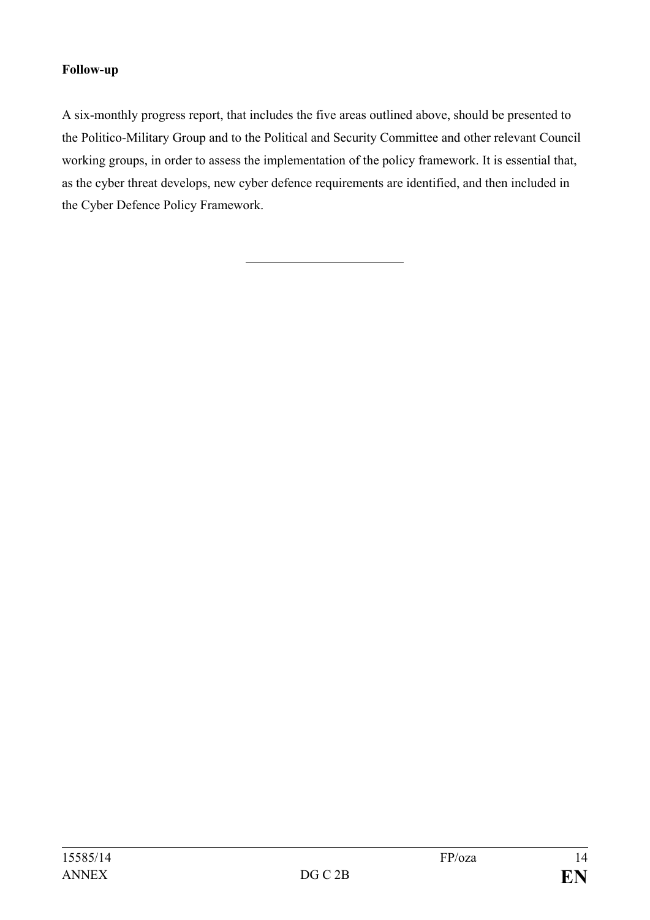**Follow-up**

A six-monthly progress report, that includes the five areas outlined above, should be presented to the Politico-Military Group and to the Political and Security Committee and other relevant Council working groups, in order to assess the implementation of the policy framework. It is essential that, as the cyber threat develops, new cyber defence requirements are identified, and then included in the Cyber Defence Policy Framework.